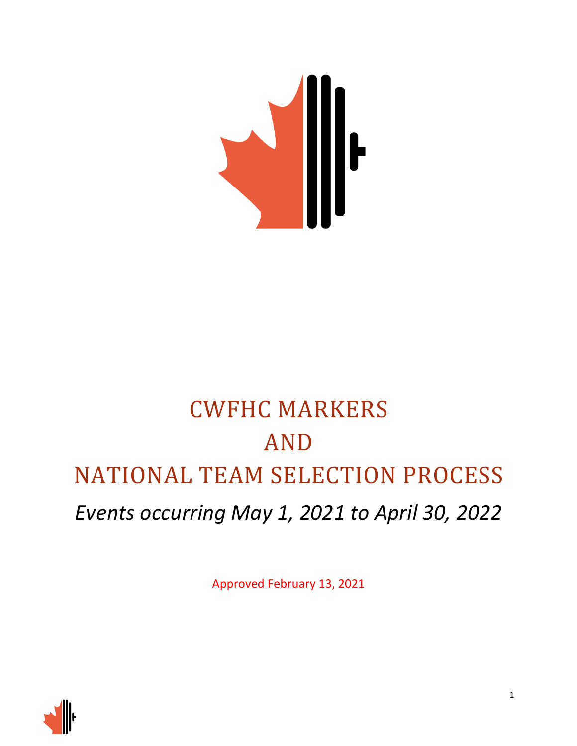# CWFHC MARKERS AND NATIONAL TEAM SELECTION PROCESS

*Events occurring May 1, 2021 to April 30, 2022*

Approved February 13, 2021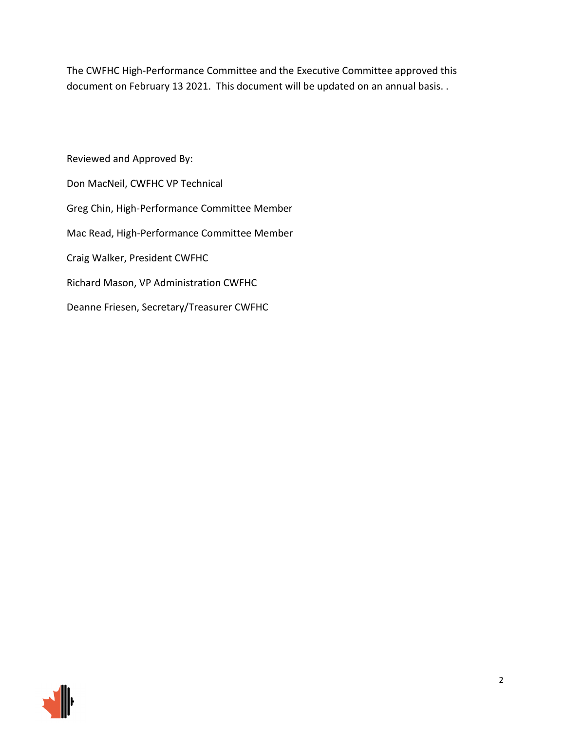The CWFHC High-Performance Committee and the Executive Committee approved this document on February 13 2021. This document will be updated on an annual basis. .

Reviewed and Approved By:

Don MacNeil, CWFHC VP Technical

Greg Chin, High-Performance Committee Member

Mac Read, High-Performance Committee Member

Craig Walker, President CWFHC

Richard Mason, VP Administration CWFHC

Deanne Friesen, Secretary/Treasurer CWFHC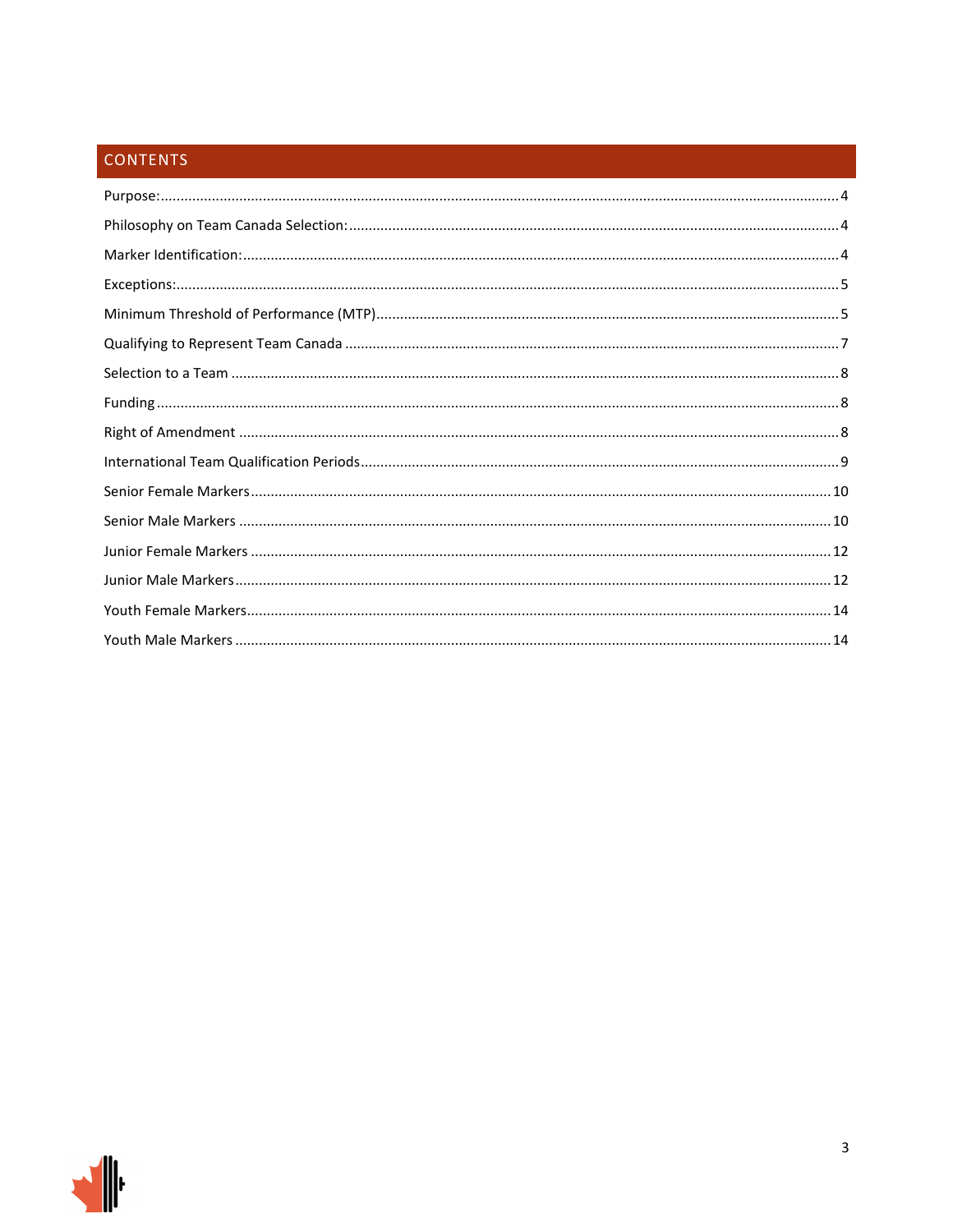## CONTENTS

Purpose: ... 4

Philosophy on Team Canada Selection: ... 4

Marker Identification: ... 4

Exceptions: ... 5

Minimum Threshold of Performance (MTP) ... 5

Qualifying to Represent Team Canada ... 7

Selection to a Team ... 8

Funding ... 8

Right of Amendment ... 8

International Team Qualification Periods ... 9

Senior Female Markers ... 10

Senior Male Markers ... 10

Junior Female Markers ... 12

Junior Male Markers ... 12

Youth Female Markers ... 14

Youth Male Markers ... 14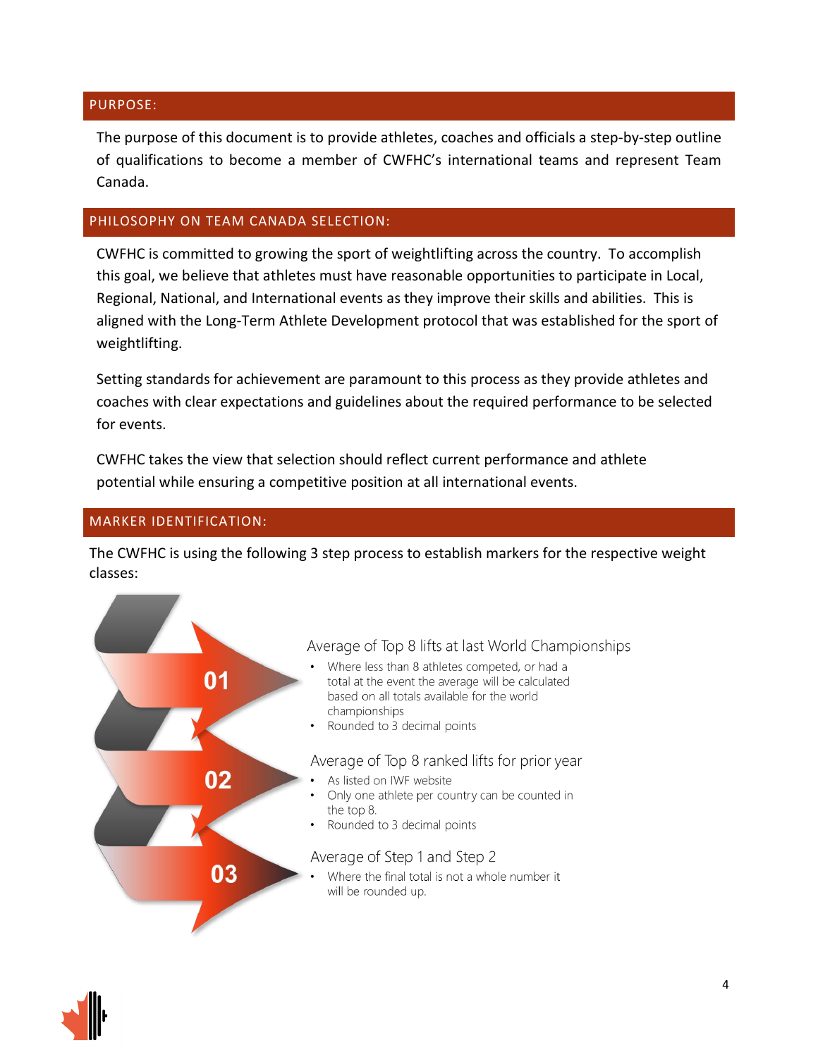## PURPOSE:

The purpose of this document is to provide athletes, coaches and officials a step-by-step outline of qualifications to become a member of CWFHC's international teams and represent Team Canada.

## PHILOSOPHY ON TEAM CANADA SELECTION:

CWFHC is committed to growing the sport of weightlifting across the country. To accomplish this goal, we believe that athletes must have reasonable opportunities to participate in Local, Regional, National, and International events as they improve their skills and abilities. This is aligned with the Long-Term Athlete Development protocol that was established for the sport of weightlifting.

Setting standards for achievement are paramount to this process as they provide athletes and coaches with clear expectations and guidelines about the required performance to be selected for events.

CWFHC takes the view that selection should reflect current performance and athlete potential while ensuring a competitive position at all international events.

## MARKER IDENTIFICATION:

The CWFHC is using the following 3 step process to establish markers for the respective weight classes:

**01** Average of Top 8 lifts at last World Championships

- Where less than 8 athletes competed, or had a total at the event the average will be calculated based on all totals available for the world championships
- Rounded to 3 decimal points

**02** Average of Top 8 ranked lifts for prior year

- As listed on IWF website
- Only one athlete per country can be counted in the top 8.
- Rounded to 3 decimal points

**03** Average of Step 1 and Step 2

- Where the final total is not a whole number it will be rounded up.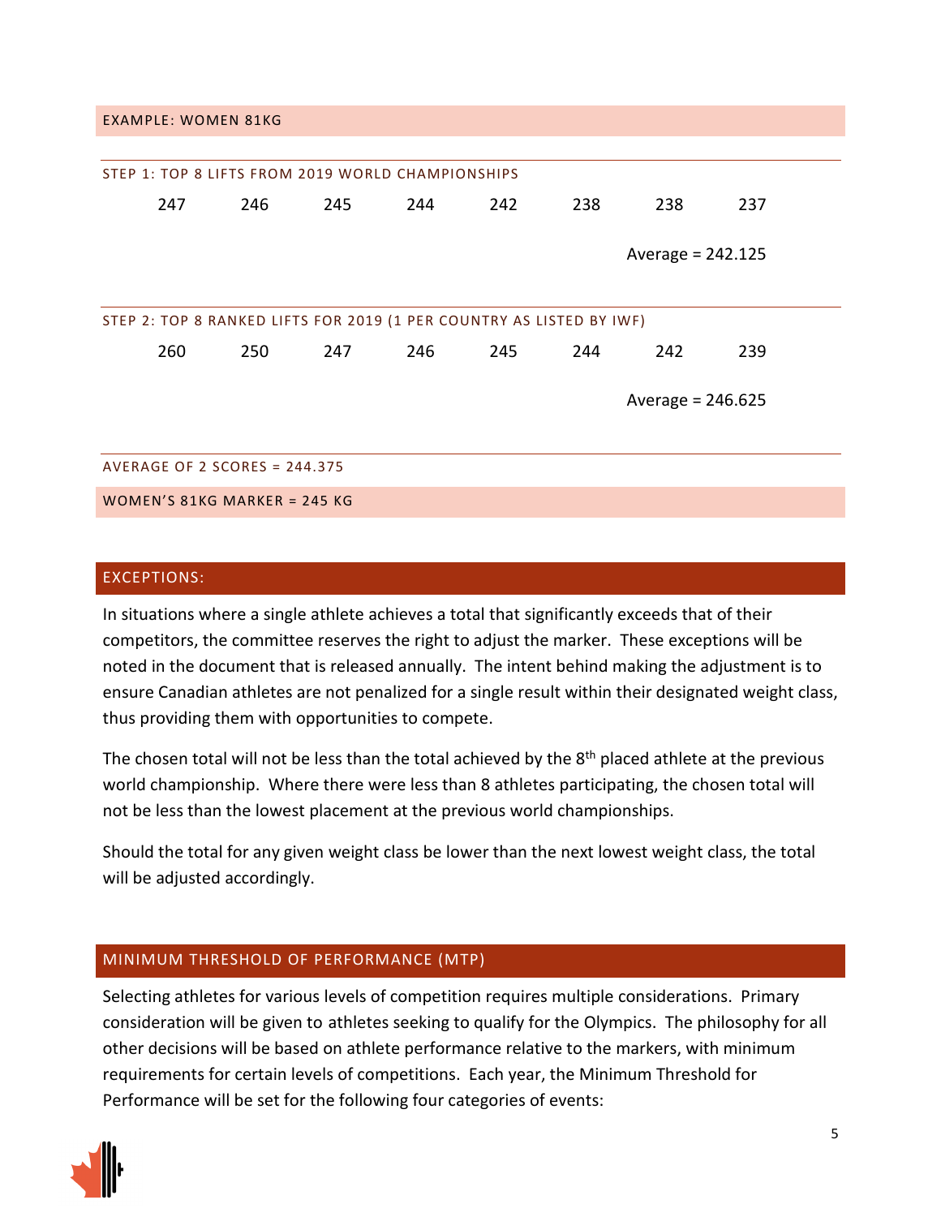### EXAMPLE: WOMEN 81KG

**STEP 1: TOP 8 LIFTS FROM 2019 WORLD CHAMPIONSHIPS**

| 247 | 246 | 245 | 244 | 242 | 238 | 238 | 237 |
|---|---|---|---|---|---|---|---|

Average = 242.125

**STEP 2: TOP 8 RANKED LIFTS FOR 2019 (1 PER COUNTRY AS LISTED BY IWF)**

| 260 | 250 | 247 | 246 | 245 | 244 | 242 | 239 |
|---|---|---|---|---|---|---|---|

Average = 246.625

**AVERAGE OF 2 SCORES = 244.375**

**WOMEN'S 81KG MARKER = 245 KG**

## EXCEPTIONS:

In situations where a single athlete achieves a total that significantly exceeds that of their competitors, the committee reserves the right to adjust the marker. These exceptions will be noted in the document that is released annually. The intent behind making the adjustment is to ensure Canadian athletes are not penalized for a single result within their designated weight class, thus providing them with opportunities to compete.

The chosen total will not be less than the total achieved by the 8th placed athlete at the previous world championship. Where there were less than 8 athletes participating, the chosen total will not be less than the lowest placement at the previous world championships.

Should the total for any given weight class be lower than the next lowest weight class, the total will be adjusted accordingly.

## MINIMUM THRESHOLD OF PERFORMANCE (MTP)

Selecting athletes for various levels of competition requires multiple considerations. Primary consideration will be given to athletes seeking to qualify for the Olympics. The philosophy for all other decisions will be based on athlete performance relative to the markers, with minimum requirements for certain levels of competitions. Each year, the Minimum Threshold for Performance will be set for the following four categories of events: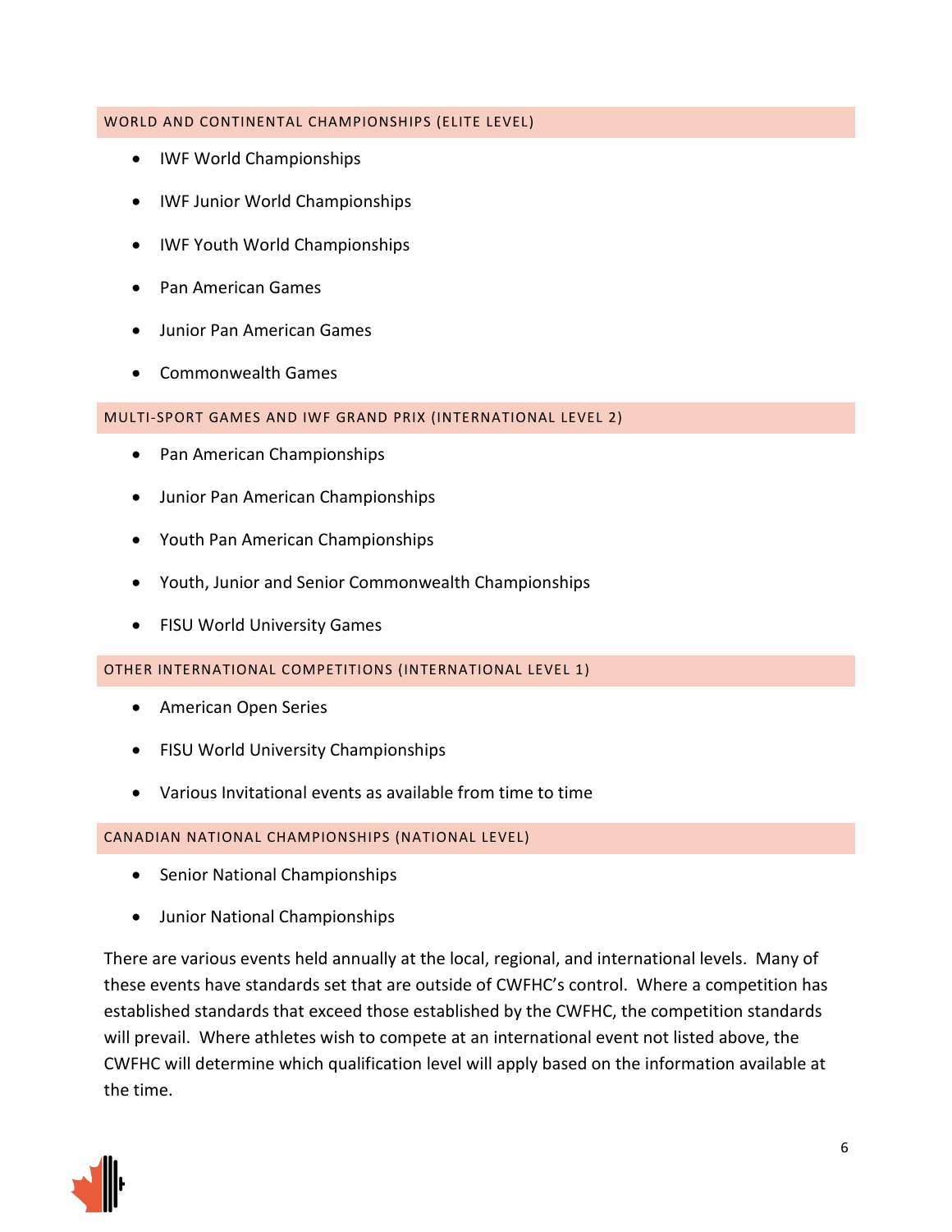### WORLD AND CONTINENTAL CHAMPIONSHIPS (ELITE LEVEL)

- IWF World Championships
- IWF Junior World Championships
- IWF Youth World Championships
- Pan American Games
- Junior Pan American Games
- Commonwealth Games

### MULTI-SPORT GAMES AND IWF GRAND PRIX (INTERNATIONAL LEVEL 2)

- Pan American Championships
- Junior Pan American Championships
- Youth Pan American Championships
- Youth, Junior and Senior Commonwealth Championships
- FISU World University Games

### OTHER INTERNATIONAL COMPETITIONS (INTERNATIONAL LEVEL 1)

- American Open Series
- FISU World University Championships
- Various Invitational events as available from time to time

### CANADIAN NATIONAL CHAMPIONSHIPS (NATIONAL LEVEL)

- Senior National Championships
- Junior National Championships

There are various events held annually at the local, regional, and international levels. Many of these events have standards set that are outside of CWFHC's control. Where a competition has established standards that exceed those established by the CWFHC, the competition standards will prevail. Where athletes wish to compete at an international event not listed above, the CWFHC will determine which qualification level will apply based on the information available at the time.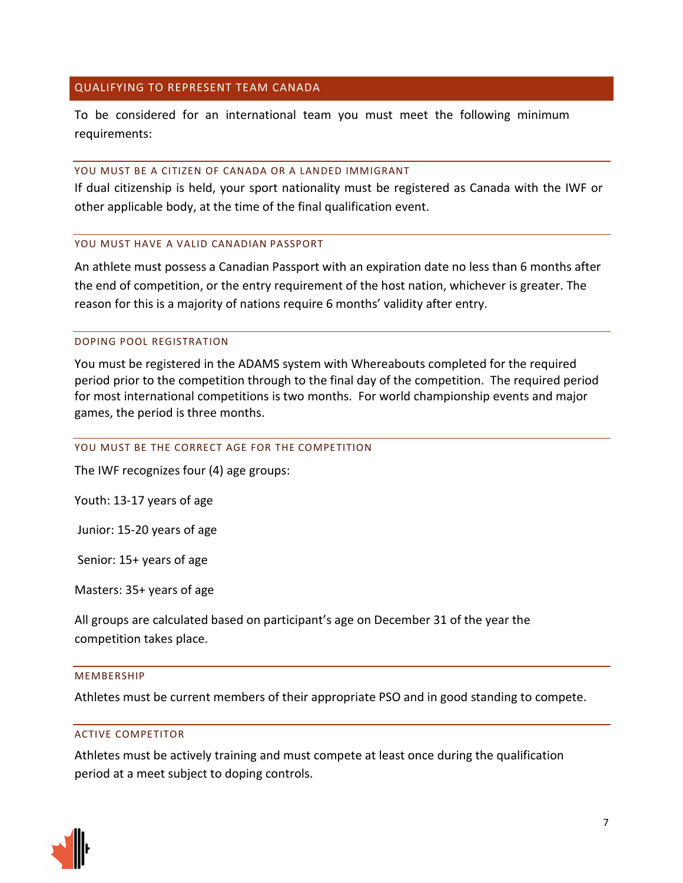## QUALIFYING TO REPRESENT TEAM CANADA

To be considered for an international team you must meet the following minimum requirements:

### YOU MUST BE A CITIZEN OF CANADA OR A LANDED IMMIGRANT

If dual citizenship is held, your sport nationality must be registered as Canada with the IWF or other applicable body, at the time of the final qualification event.

### YOU MUST HAVE A VALID CANADIAN PASSPORT

An athlete must possess a Canadian Passport with an expiration date no less than 6 months after the end of competition, or the entry requirement of the host nation, whichever is greater. The reason for this is a majority of nations require 6 months' validity after entry.

### DOPING POOL REGISTRATION

You must be registered in the ADAMS system with Whereabouts completed for the required period prior to the competition through to the final day of the competition. The required period for most international competitions is two months. For world championship events and major games, the period is three months.

### YOU MUST BE THE CORRECT AGE FOR THE COMPETITION

The IWF recognizes four (4) age groups:

Youth: 13-17 years of age

Junior: 15-20 years of age

Senior: 15+ years of age

Masters: 35+ years of age

All groups are calculated based on participant's age on December 31 of the year the competition takes place.

### MEMBERSHIP

Athletes must be current members of their appropriate PSO and in good standing to compete.

### ACTIVE COMPETITOR

Athletes must be actively training and must compete at least once during the qualification period at a meet subject to doping controls.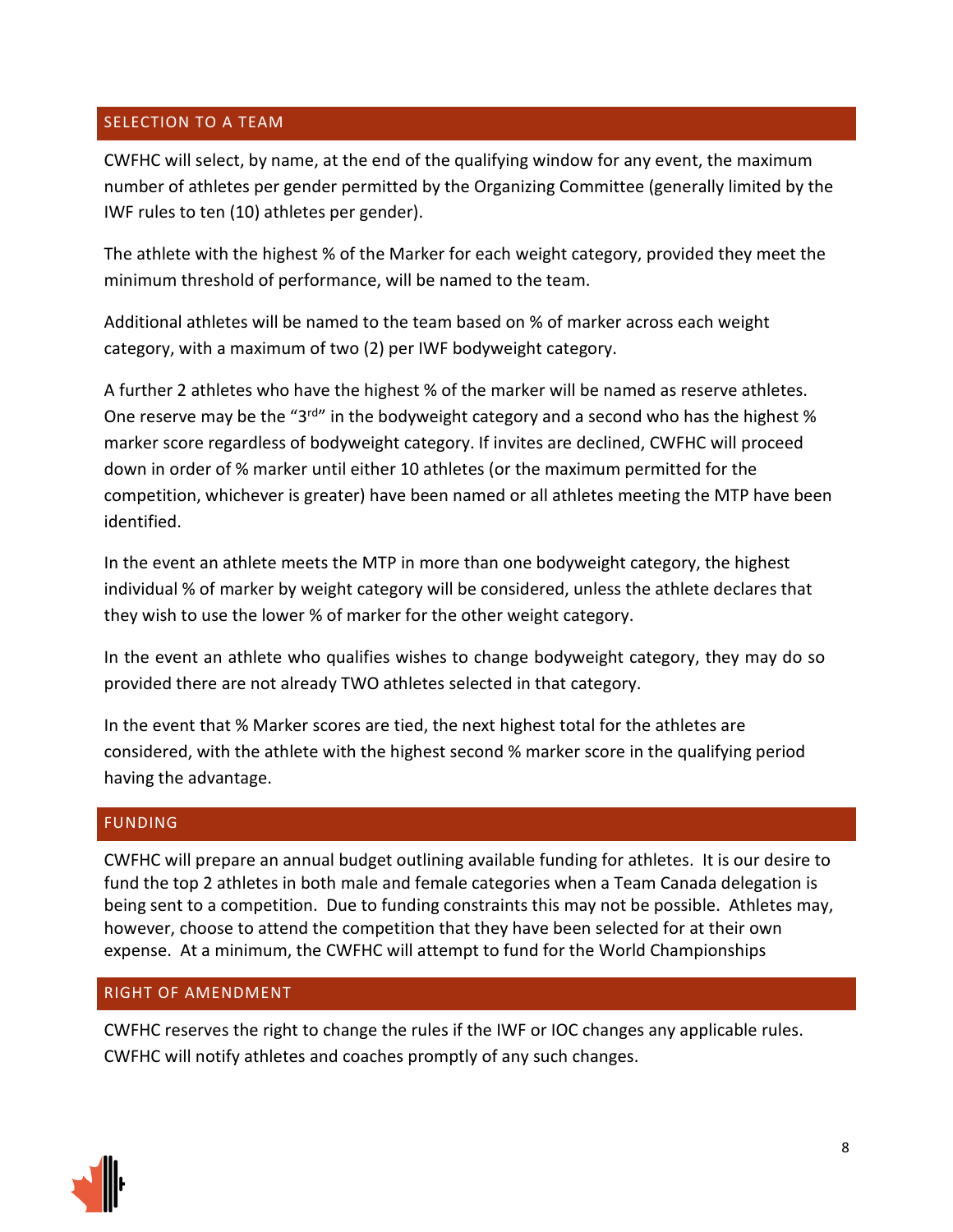## SELECTION TO A TEAM

CWFHC will select, by name, at the end of the qualifying window for any event, the maximum number of athletes per gender permitted by the Organizing Committee (generally limited by the IWF rules to ten (10) athletes per gender).

The athlete with the highest % of the Marker for each weight category, provided they meet the minimum threshold of performance, will be named to the team.

Additional athletes will be named to the team based on % of marker across each weight category, with a maximum of two (2) per IWF bodyweight category.

A further 2 athletes who have the highest % of the marker will be named as reserve athletes. One reserve may be the "3rd" in the bodyweight category and a second who has the highest % marker score regardless of bodyweight category. If invites are declined, CWFHC will proceed down in order of % marker until either 10 athletes (or the maximum permitted for the competition, whichever is greater) have been named or all athletes meeting the MTP have been identified.

In the event an athlete meets the MTP in more than one bodyweight category, the highest individual % of marker by weight category will be considered, unless the athlete declares that they wish to use the lower % of marker for the other weight category.

In the event an athlete who qualifies wishes to change bodyweight category, they may do so provided there are not already TWO athletes selected in that category.

In the event that % Marker scores are tied, the next highest total for the athletes are considered, with the athlete with the highest second % marker score in the qualifying period having the advantage.

## FUNDING

CWFHC will prepare an annual budget outlining available funding for athletes. It is our desire to fund the top 2 athletes in both male and female categories when a Team Canada delegation is being sent to a competition. Due to funding constraints this may not be possible. Athletes may, however, choose to attend the competition that they have been selected for at their own expense. At a minimum, the CWFHC will attempt to fund for the World Championships

## RIGHT OF AMENDMENT

CWFHC reserves the right to change the rules if the IWF or IOC changes any applicable rules. CWFHC will notify athletes and coaches promptly of any such changes.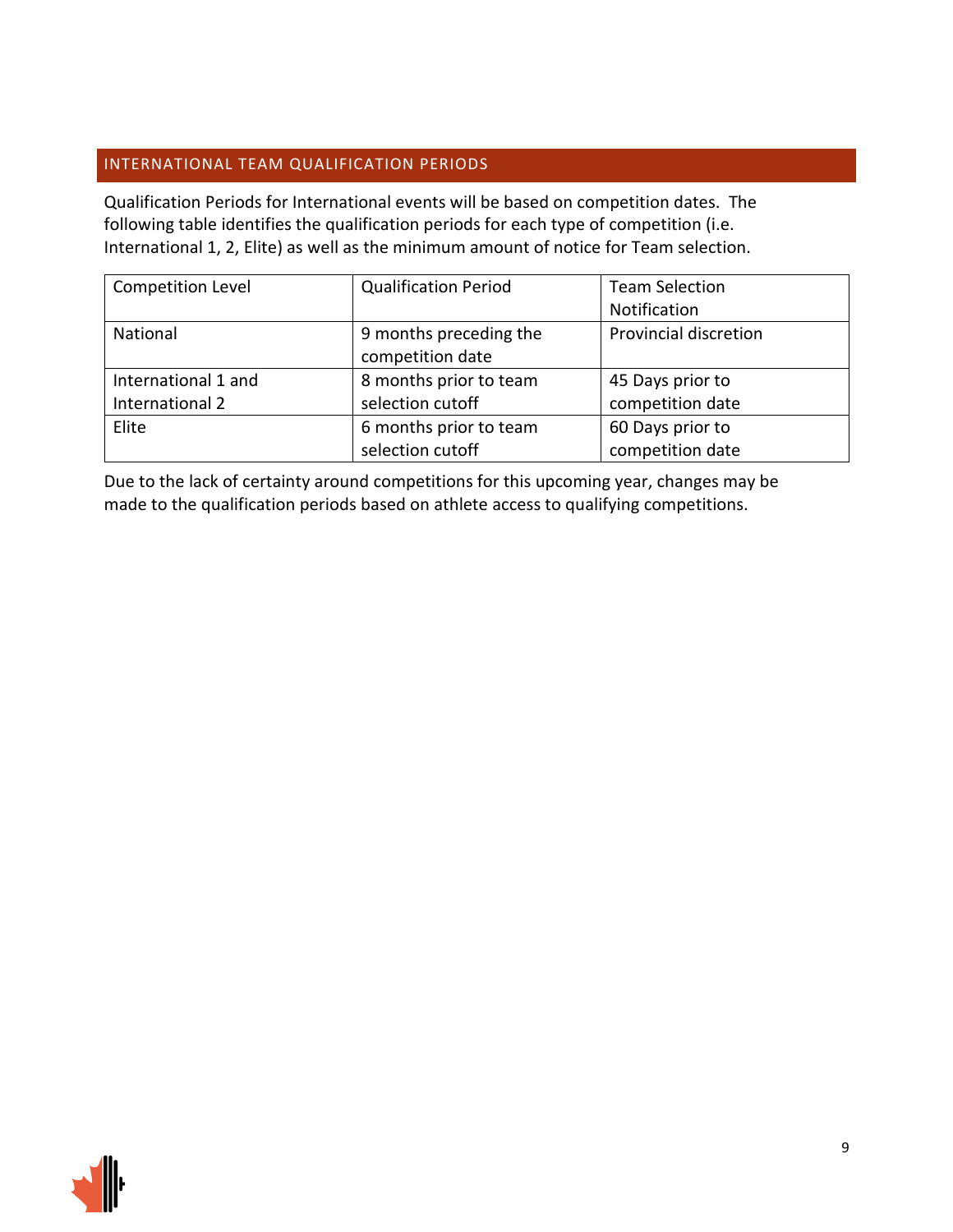## INTERNATIONAL TEAM QUALIFICATION PERIODS

Qualification Periods for International events will be based on competition dates. The following table identifies the qualification periods for each type of competition (i.e. International 1, 2, Elite) as well as the minimum amount of notice for Team selection.

| Competition Level | Qualification Period | Team Selection Notification |
|---|---|---|
| National | 9 months preceding the competition date | Provincial discretion |
| International 1 and International 2 | 8 months prior to team selection cutoff | 45 Days prior to competition date |
| Elite | 6 months prior to team selection cutoff | 60 Days prior to competition date |

Due to the lack of certainty around competitions for this upcoming year, changes may be made to the qualification periods based on athlete access to qualifying competitions.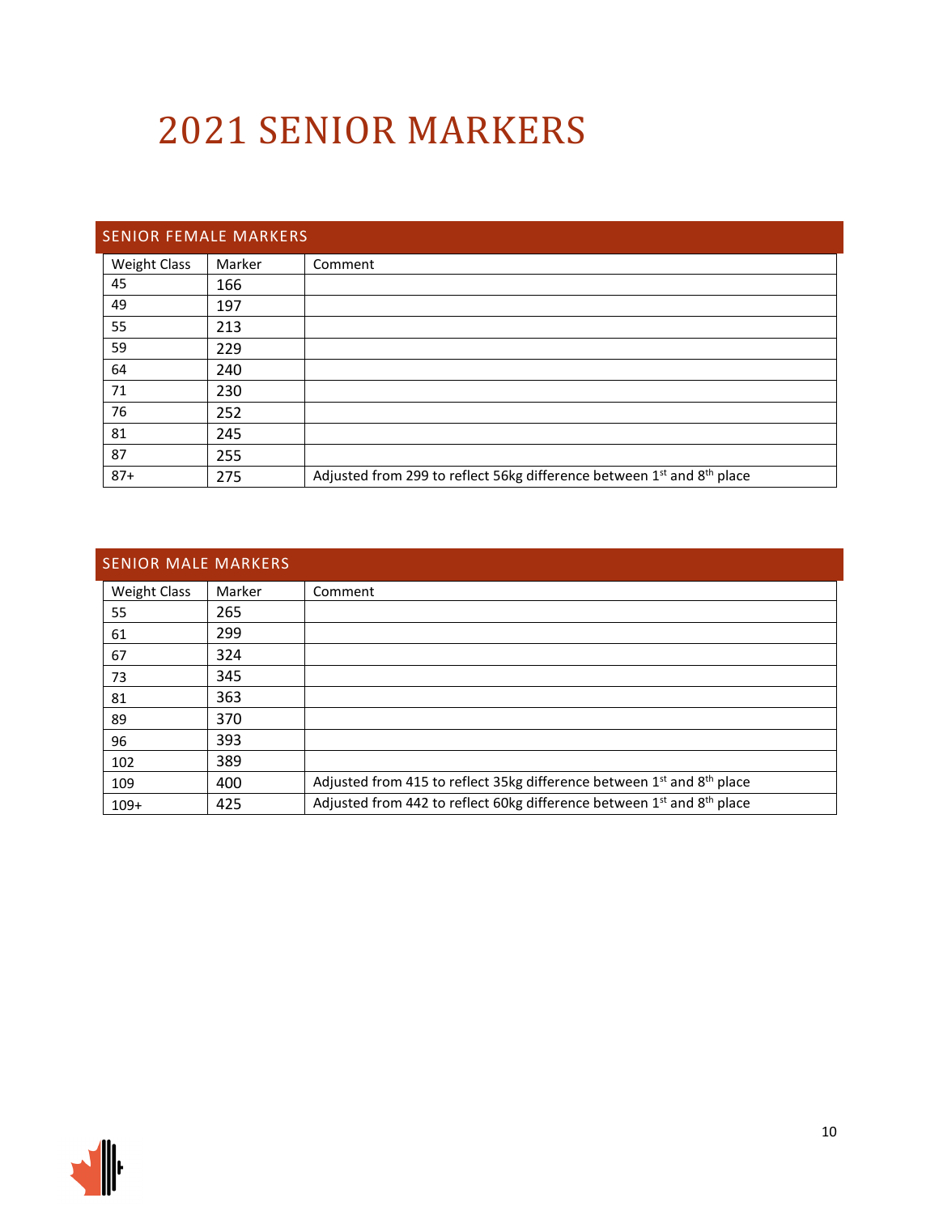# 2021 SENIOR MARKERS

## SENIOR FEMALE MARKERS

| Weight Class | Marker | Comment |
| --- | --- | --- |
| 45 | 166 | |
| 49 | 197 | |
| 55 | 213 | |
| 59 | 229 | |
| 64 | 240 | |
| 71 | 230 | |
| 76 | 252 | |
| 81 | 245 | |
| 87 | 255 | |
| 87+ | 275 | Adjusted from 299 to reflect 56kg difference between 1st and 8th place |

## SENIOR MALE MARKERS

| Weight Class | Marker | Comment |
| --- | --- | --- |
| 55 | 265 | |
| 61 | 299 | |
| 67 | 324 | |
| 73 | 345 | |
| 81 | 363 | |
| 89 | 370 | |
| 96 | 393 | |
| 102 | 389 | |
| 109 | 400 | Adjusted from 415 to reflect 35kg difference between 1st and 8th place |
| 109+ | 425 | Adjusted from 442 to reflect 60kg difference between 1st and 8th place |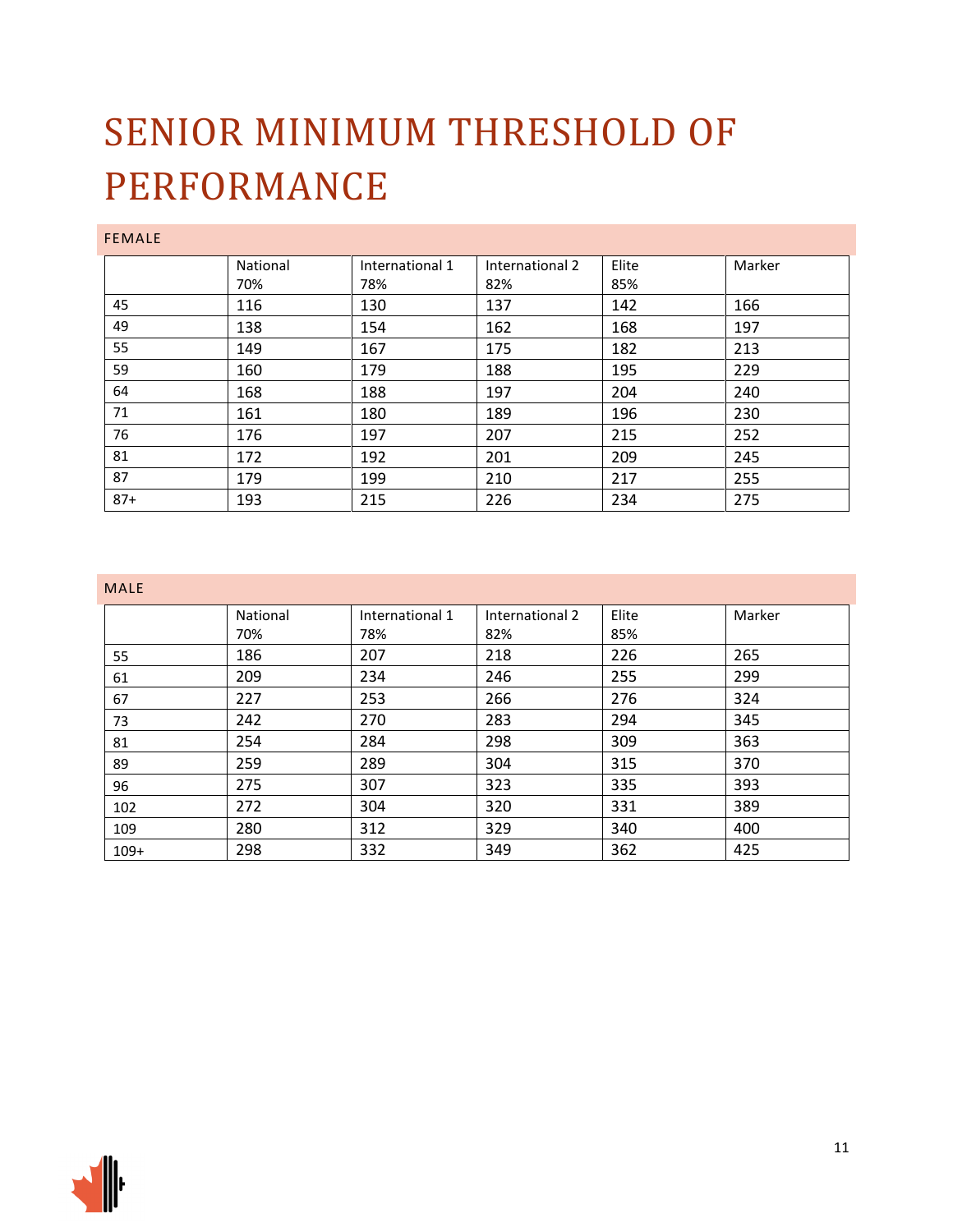# SENIOR MINIMUM THRESHOLD OF PERFORMANCE

## FEMALE

| | National 70% | International 1 78% | International 2 82% | Elite 85% | Marker |
|---|---|---|---|---|---|
| 45 | 116 | 130 | 137 | 142 | 166 |
| 49 | 138 | 154 | 162 | 168 | 197 |
| 55 | 149 | 167 | 175 | 182 | 213 |
| 59 | 160 | 179 | 188 | 195 | 229 |
| 64 | 168 | 188 | 197 | 204 | 240 |
| 71 | 161 | 180 | 189 | 196 | 230 |
| 76 | 176 | 197 | 207 | 215 | 252 |
| 81 | 172 | 192 | 201 | 209 | 245 |
| 87 | 179 | 199 | 210 | 217 | 255 |
| 87+ | 193 | 215 | 226 | 234 | 275 |

## MALE

| | National 70% | International 1 78% | International 2 82% | Elite 85% | Marker |
|---|---|---|---|---|---|
| 55 | 186 | 207 | 218 | 226 | 265 |
| 61 | 209 | 234 | 246 | 255 | 299 |
| 67 | 227 | 253 | 266 | 276 | 324 |
| 73 | 242 | 270 | 283 | 294 | 345 |
| 81 | 254 | 284 | 298 | 309 | 363 |
| 89 | 259 | 289 | 304 | 315 | 370 |
| 96 | 275 | 307 | 323 | 335 | 393 |
| 102 | 272 | 304 | 320 | 331 | 389 |
| 109 | 280 | 312 | 329 | 340 | 400 |
| 109+ | 298 | 332 | 349 | 362 | 425 |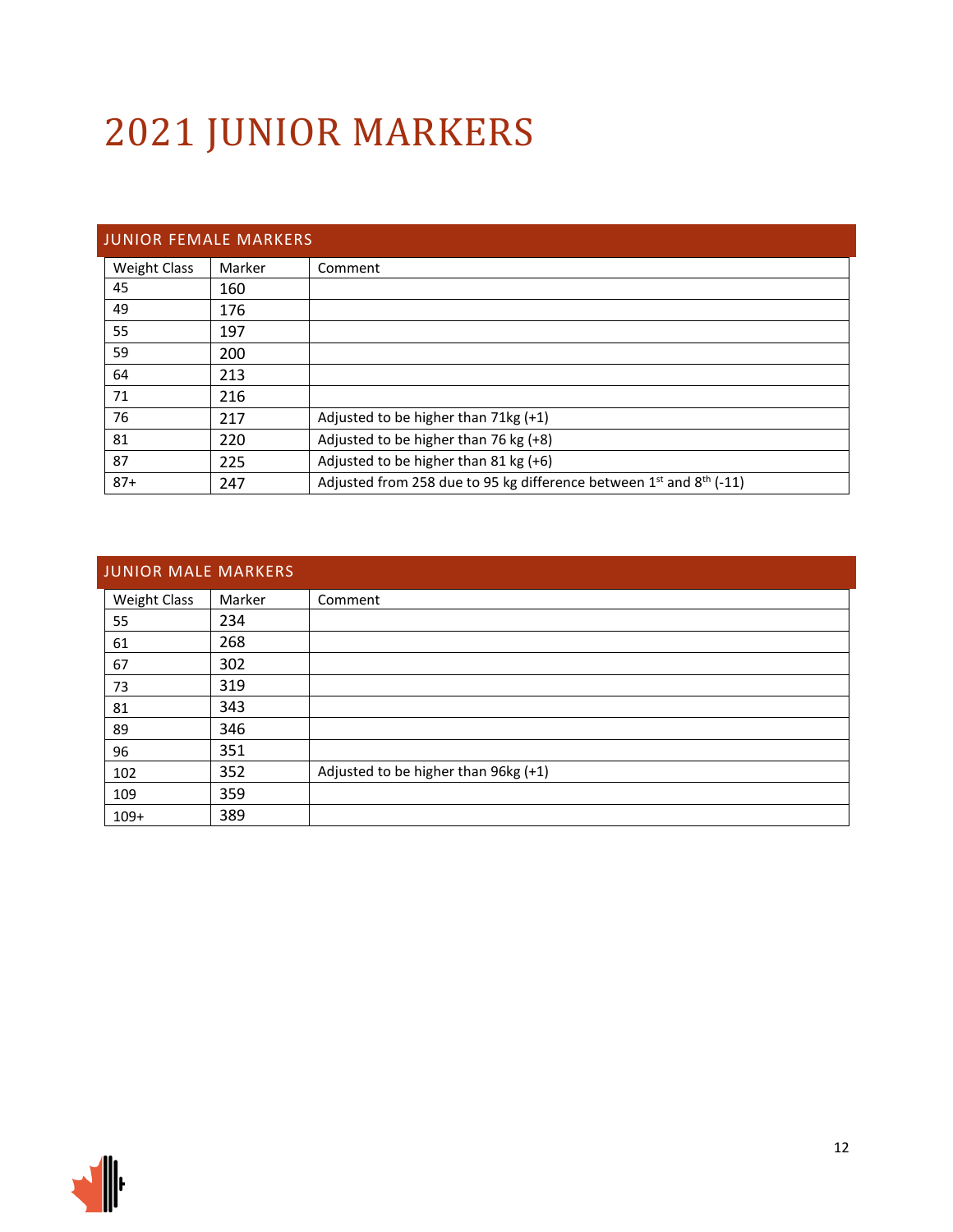# 2021 JUNIOR MARKERS

## JUNIOR FEMALE MARKERS

| Weight Class | Marker | Comment |
|---|---|---|
| 45 | 160 | |
| 49 | 176 | |
| 55 | 197 | |
| 59 | 200 | |
| 64 | 213 | |
| 71 | 216 | |
| 76 | 217 | Adjusted to be higher than 71kg (+1) |
| 81 | 220 | Adjusted to be higher than 76 kg (+8) |
| 87 | 225 | Adjusted to be higher than 81 kg (+6) |
| 87+ | 247 | Adjusted from 258 due to 95 kg difference between 1st and 8th (-11) |

## JUNIOR MALE MARKERS

| Weight Class | Marker | Comment |
|---|---|---|
| 55 | 234 | |
| 61 | 268 | |
| 67 | 302 | |
| 73 | 319 | |
| 81 | 343 | |
| 89 | 346 | |
| 96 | 351 | |
| 102 | 352 | Adjusted to be higher than 96kg (+1) |
| 109 | 359 | |
| 109+ | 389 | |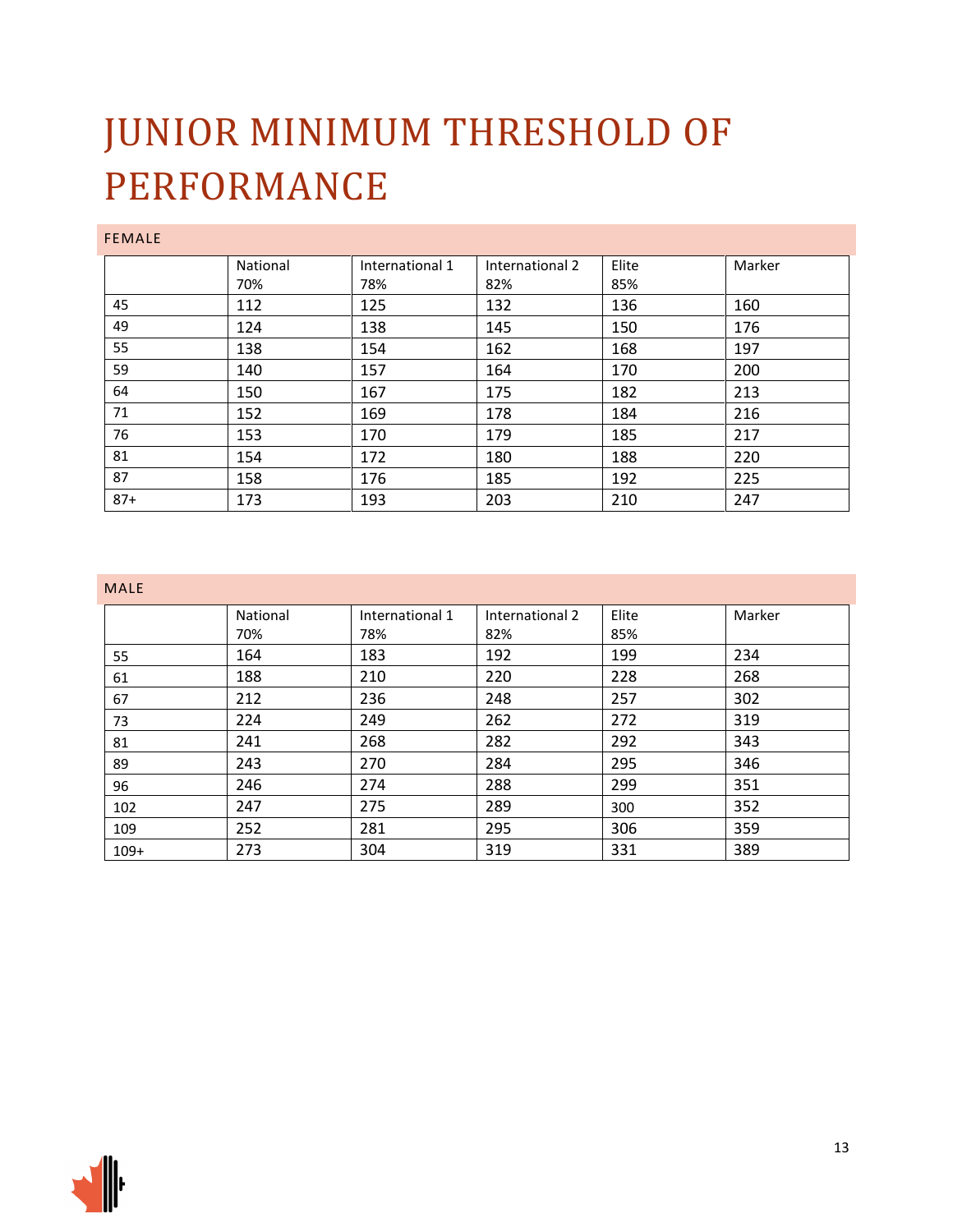# JUNIOR MINIMUM THRESHOLD OF PERFORMANCE

## FEMALE

| | National 70% | International 1 78% | International 2 82% | Elite 85% | Marker |
|---|---|---|---|---|---|
| 45 | 112 | 125 | 132 | 136 | 160 |
| 49 | 124 | 138 | 145 | 150 | 176 |
| 55 | 138 | 154 | 162 | 168 | 197 |
| 59 | 140 | 157 | 164 | 170 | 200 |
| 64 | 150 | 167 | 175 | 182 | 213 |
| 71 | 152 | 169 | 178 | 184 | 216 |
| 76 | 153 | 170 | 179 | 185 | 217 |
| 81 | 154 | 172 | 180 | 188 | 220 |
| 87 | 158 | 176 | 185 | 192 | 225 |
| 87+ | 173 | 193 | 203 | 210 | 247 |

## MALE

| | National 70% | International 1 78% | International 2 82% | Elite 85% | Marker |
|---|---|---|---|---|---|
| 55 | 164 | 183 | 192 | 199 | 234 |
| 61 | 188 | 210 | 220 | 228 | 268 |
| 67 | 212 | 236 | 248 | 257 | 302 |
| 73 | 224 | 249 | 262 | 272 | 319 |
| 81 | 241 | 268 | 282 | 292 | 343 |
| 89 | 243 | 270 | 284 | 295 | 346 |
| 96 | 246 | 274 | 288 | 299 | 351 |
| 102 | 247 | 275 | 289 | 300 | 352 |
| 109 | 252 | 281 | 295 | 306 | 359 |
| 109+ | 273 | 304 | 319 | 331 | 389 |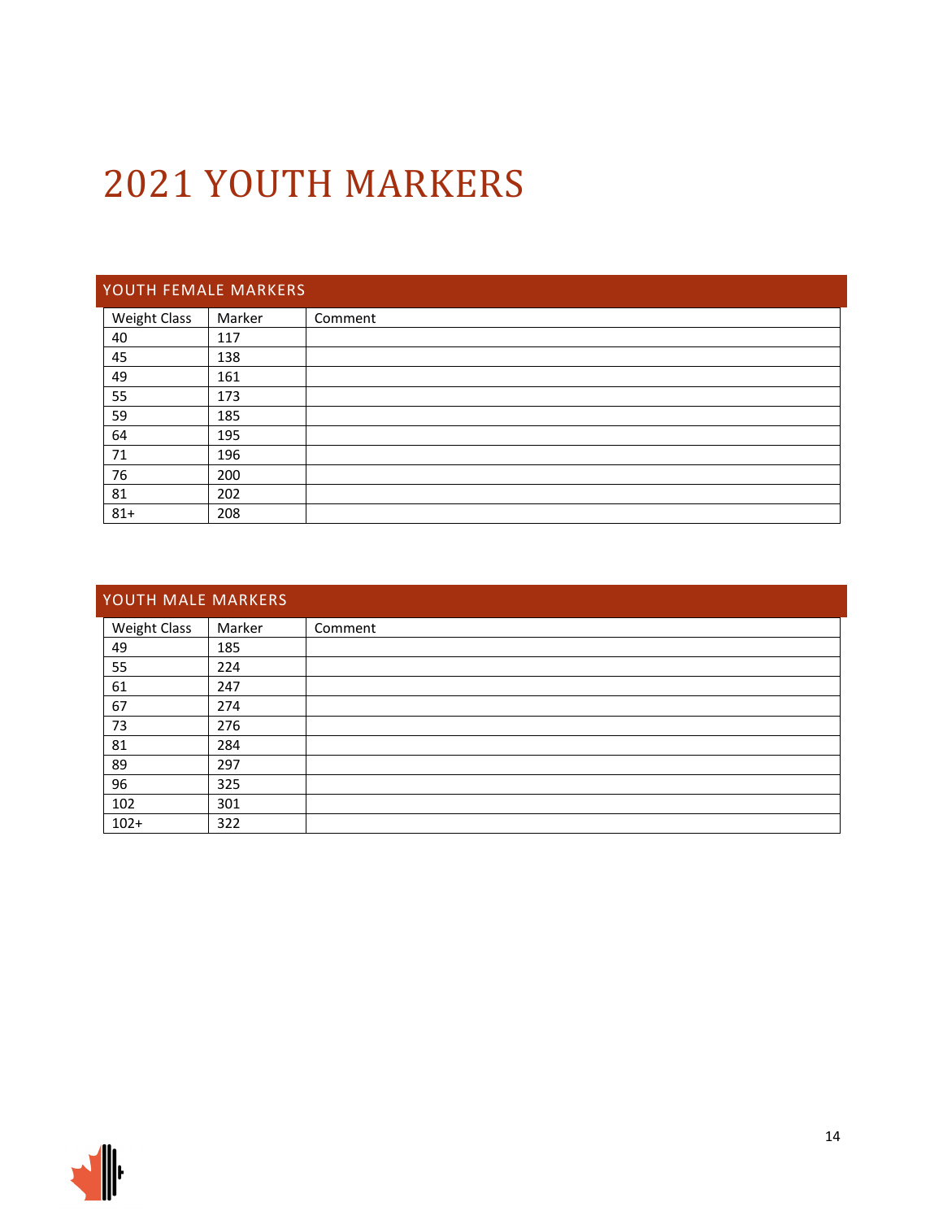# 2021 YOUTH MARKERS

## YOUTH FEMALE MARKERS

| Weight Class | Marker | Comment |
|---|---|---|
| 40 | 117 | |
| 45 | 138 | |
| 49 | 161 | |
| 55 | 173 | |
| 59 | 185 | |
| 64 | 195 | |
| 71 | 196 | |
| 76 | 200 | |
| 81 | 202 | |
| 81+ | 208 | |

## YOUTH MALE MARKERS

| Weight Class | Marker | Comment |
|---|---|---|
| 49 | 185 | |
| 55 | 224 | |
| 61 | 247 | |
| 67 | 274 | |
| 73 | 276 | |
| 81 | 284 | |
| 89 | 297 | |
| 96 | 325 | |
| 102 | 301 | |
| 102+ | 322 | |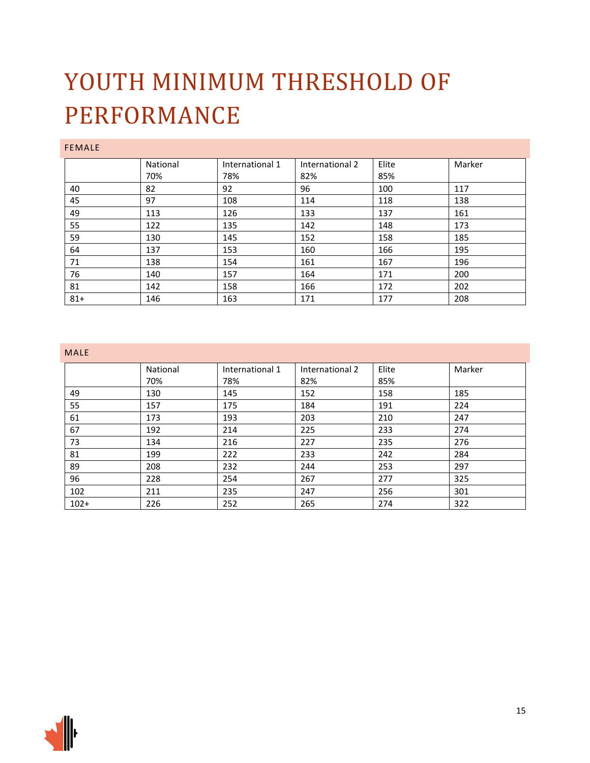# YOUTH MINIMUM THRESHOLD OF PERFORMANCE

## FEMALE

| | National 70% | International 1 78% | International 2 82% | Elite 85% | Marker |
|---|---|---|---|---|---|
| 40 | 82 | 92 | 96 | 100 | 117 |
| 45 | 97 | 108 | 114 | 118 | 138 |
| 49 | 113 | 126 | 133 | 137 | 161 |
| 55 | 122 | 135 | 142 | 148 | 173 |
| 59 | 130 | 145 | 152 | 158 | 185 |
| 64 | 137 | 153 | 160 | 166 | 195 |
| 71 | 138 | 154 | 161 | 167 | 196 |
| 76 | 140 | 157 | 164 | 171 | 200 |
| 81 | 142 | 158 | 166 | 172 | 202 |
| 81+ | 146 | 163 | 171 | 177 | 208 |

## MALE

| | National 70% | International 1 78% | International 2 82% | Elite 85% | Marker |
|---|---|---|---|---|---|
| 49 | 130 | 145 | 152 | 158 | 185 |
| 55 | 157 | 175 | 184 | 191 | 224 |
| 61 | 173 | 193 | 203 | 210 | 247 |
| 67 | 192 | 214 | 225 | 233 | 274 |
| 73 | 134 | 216 | 227 | 235 | 276 |
| 81 | 199 | 222 | 233 | 242 | 284 |
| 89 | 208 | 232 | 244 | 253 | 297 |
| 96 | 228 | 254 | 267 | 277 | 325 |
| 102 | 211 | 235 | 247 | 256 | 301 |
| 102+ | 226 | 252 | 265 | 274 | 322 |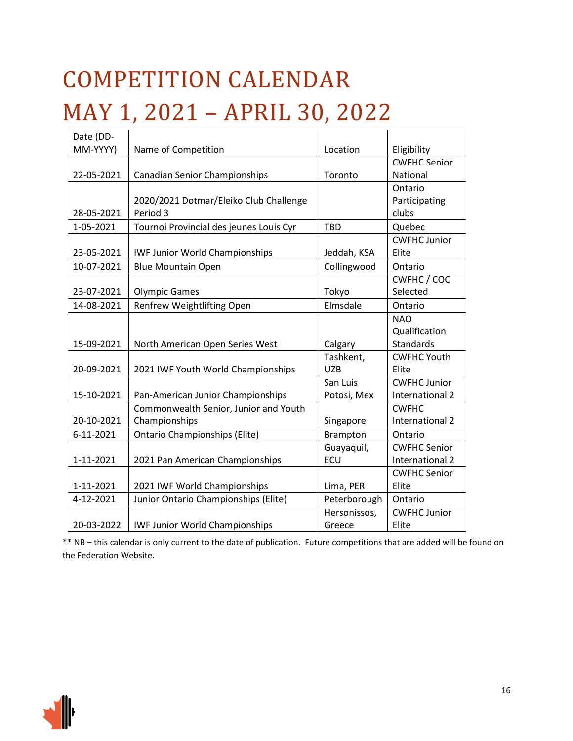# COMPETITION CALENDAR MAY 1, 2021 – APRIL 30, 2022

| Date (DD-MM-YYYY) | Name of Competition | Location | Eligibility |
|---|---|---|---|
| 22-05-2021 | Canadian Senior Championships | Toronto | CWFHC Senior National |
| 28-05-2021 | 2020/2021 Dotmar/Eleiko Club Challenge Period 3 | | Ontario Participating clubs |
| 1-05-2021 | Tournoi Provincial des jeunes Louis Cyr | TBD | Quebec |
| 23-05-2021 | IWF Junior World Championships | Jeddah, KSA | CWFHC Junior Elite |
| 10-07-2021 | Blue Mountain Open | Collingwood | Ontario |
| 23-07-2021 | Olympic Games | Tokyo | CWFHC / COC Selected |
| 14-08-2021 | Renfrew Weightlifting Open | Elmsdale | Ontario |
| 15-09-2021 | North American Open Series West | Calgary | NAO Qualification Standards |
| 20-09-2021 | 2021 IWF Youth World Championships | Tashkent, UZB | CWFHC Youth Elite |
| 15-10-2021 | Pan-American Junior Championships | San Luis Potosi, Mex | CWFHC Junior International 2 |
| 20-10-2021 | Commonwealth Senior, Junior and Youth Championships | Singapore | CWFHC International 2 |
| 6-11-2021 | Ontario Championships (Elite) | Brampton | Ontario |
| 1-11-2021 | 2021 Pan American Championships | Guayaquil, ECU | CWFHC Senior International 2 |
| 1-11-2021 | 2021 IWF World Championships | Lima, PER | CWFHC Senior Elite |
| 4-12-2021 | Junior Ontario Championships (Elite) | Peterborough | Ontario |
| 20-03-2022 | IWF Junior World Championships | Hersonissos, Greece | CWFHC Junior Elite |

** NB – this calendar is only current to the date of publication. Future competitions that are added will be found on the Federation Website.